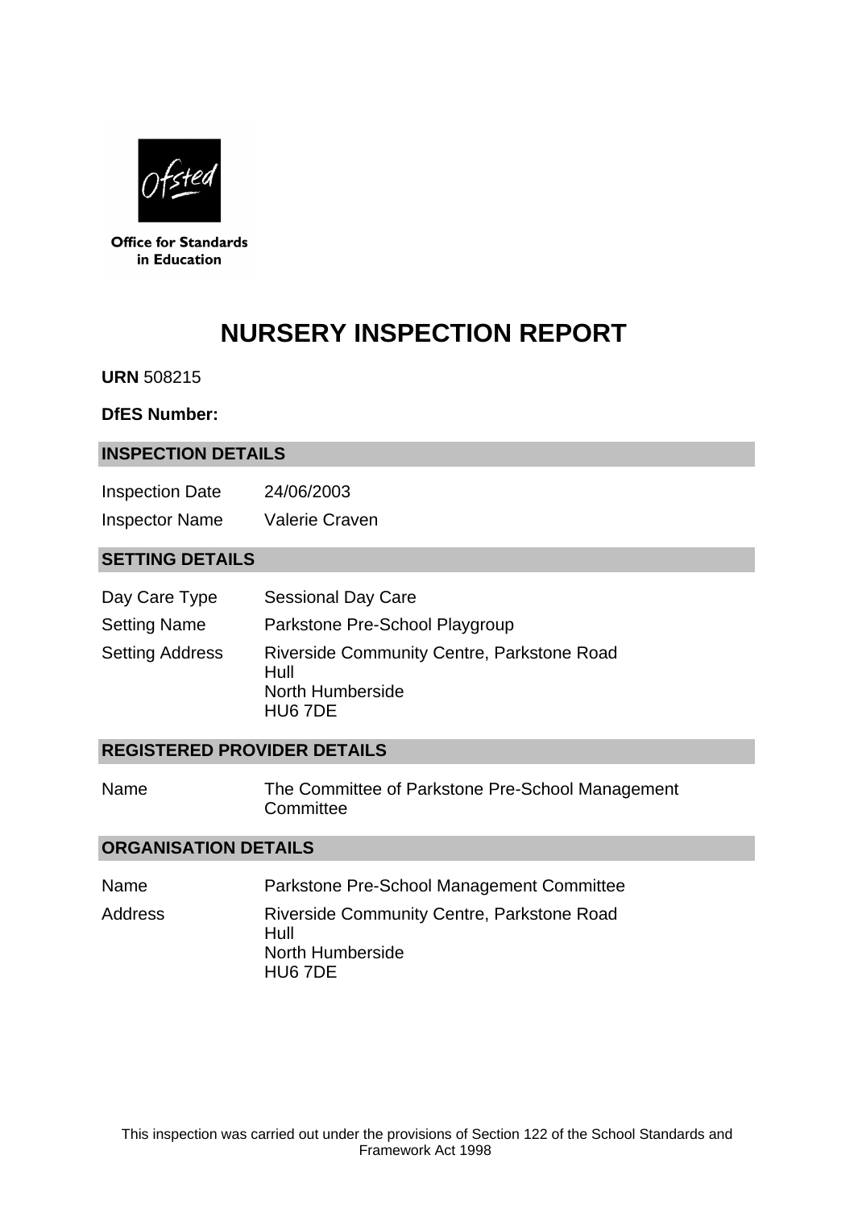Office for Standards in Education

# NURSERY INSPECTION REPORT

**URN** 508215

**DfES Number:**

## INSPECTION DETAILS

| | |
|---|---|
| Inspection Date | 24/06/2003 |
| Inspector Name | Valerie Craven |

## SETTING DETAILS

| | |
|---|---|
| Day Care Type | Sessional Day Care |
| Setting Name | Parkstone Pre-School Playgroup |
| Setting Address | Riverside Community Centre, Parkstone Road<br>Hull<br>North Humberside<br>HU6 7DE |

## REGISTERED PROVIDER DETAILS

| | |
|---|---|
| Name | The Committee of Parkstone Pre-School Management Committee |

## ORGANISATION DETAILS

| | |
|---|---|
| Name | Parkstone Pre-School Management Committee |
| Address | Riverside Community Centre, Parkstone Road<br>Hull<br>North Humberside<br>HU6 7DE |

This inspection was carried out under the provisions of Section 122 of the School Standards and Framework Act 1998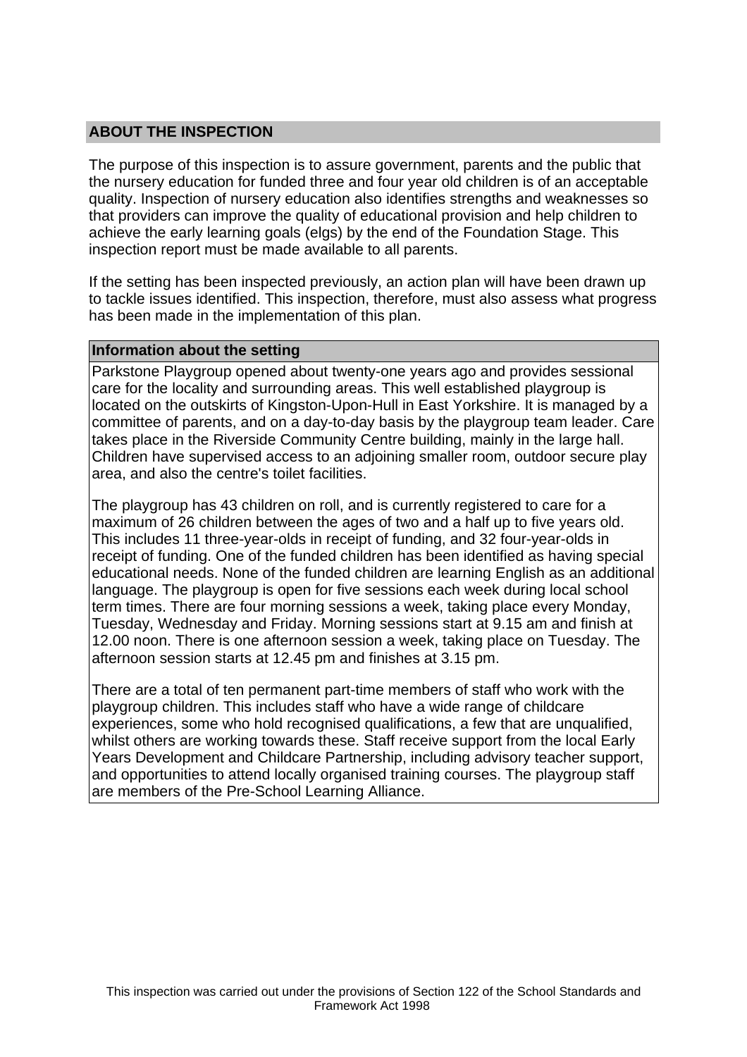## ABOUT THE INSPECTION

The purpose of this inspection is to assure government, parents and the public that the nursery education for funded three and four year old children is of an acceptable quality. Inspection of nursery education also identifies strengths and weaknesses so that providers can improve the quality of educational provision and help children to achieve the early learning goals (elgs) by the end of the Foundation Stage. This inspection report must be made available to all parents.

If the setting has been inspected previously, an action plan will have been drawn up to tackle issues identified. This inspection, therefore, must also assess what progress has been made in the implementation of this plan.

### Information about the setting

Parkstone Playgroup opened about twenty-one years ago and provides sessional care for the locality and surrounding areas. This well established playgroup is located on the outskirts of Kingston-Upon-Hull in East Yorkshire. It is managed by a committee of parents, and on a day-to-day basis by the playgroup team leader. Care takes place in the Riverside Community Centre building, mainly in the large hall. Children have supervised access to an adjoining smaller room, outdoor secure play area, and also the centre's toilet facilities.

The playgroup has 43 children on roll, and is currently registered to care for a maximum of 26 children between the ages of two and a half up to five years old. This includes 11 three-year-olds in receipt of funding, and 32 four-year-olds in receipt of funding. One of the funded children has been identified as having special educational needs. None of the funded children are learning English as an additional language. The playgroup is open for five sessions each week during local school term times. There are four morning sessions a week, taking place every Monday, Tuesday, Wednesday and Friday. Morning sessions start at 9.15 am and finish at 12.00 noon. There is one afternoon session a week, taking place on Tuesday. The afternoon session starts at 12.45 pm and finishes at 3.15 pm.

There are a total of ten permanent part-time members of staff who work with the playgroup children. This includes staff who have a wide range of childcare experiences, some who hold recognised qualifications, a few that are unqualified, whilst others are working towards these. Staff receive support from the local Early Years Development and Childcare Partnership, including advisory teacher support, and opportunities to attend locally organised training courses. The playgroup staff are members of the Pre-School Learning Alliance.

This inspection was carried out under the provisions of Section 122 of the School Standards and Framework Act 1998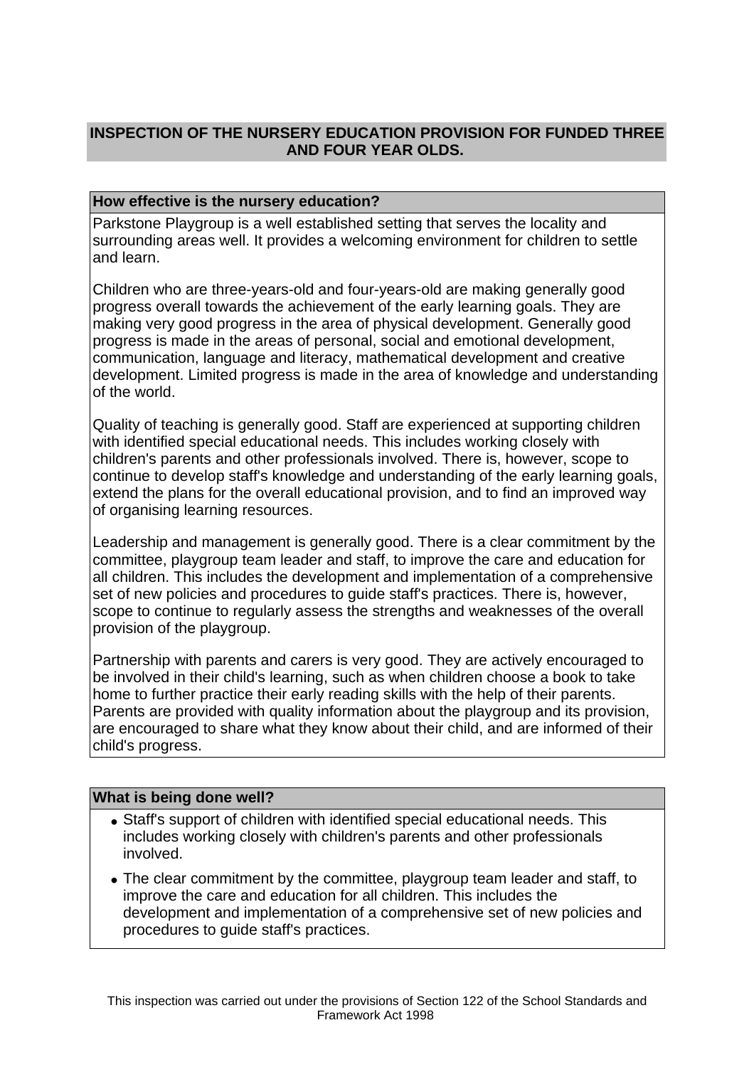## INSPECTION OF THE NURSERY EDUCATION PROVISION FOR FUNDED THREE AND FOUR YEAR OLDS.

### How effective is the nursery education?

Parkstone Playgroup is a well established setting that serves the locality and surrounding areas well. It provides a welcoming environment for children to settle and learn.

Children who are three-years-old and four-years-old are making generally good progress overall towards the achievement of the early learning goals. They are making very good progress in the area of physical development. Generally good progress is made in the areas of personal, social and emotional development, communication, language and literacy, mathematical development and creative development. Limited progress is made in the area of knowledge and understanding of the world.

Quality of teaching is generally good. Staff are experienced at supporting children with identified special educational needs. This includes working closely with children's parents and other professionals involved. There is, however, scope to continue to develop staff's knowledge and understanding of the early learning goals, extend the plans for the overall educational provision, and to find an improved way of organising learning resources.

Leadership and management is generally good. There is a clear commitment by the committee, playgroup team leader and staff, to improve the care and education for all children. This includes the development and implementation of a comprehensive set of new policies and procedures to guide staff's practices. There is, however, scope to continue to regularly assess the strengths and weaknesses of the overall provision of the playgroup.

Partnership with parents and carers is very good. They are actively encouraged to be involved in their child's learning, such as when children choose a book to take home to further practice their early reading skills with the help of their parents. Parents are provided with quality information about the playgroup and its provision, are encouraged to share what they know about their child, and are informed of their child's progress.

### What is being done well?

- Staff's support of children with identified special educational needs. This includes working closely with children's parents and other professionals involved.
- The clear commitment by the committee, playgroup team leader and staff, to improve the care and education for all children. This includes the development and implementation of a comprehensive set of new policies and procedures to guide staff's practices.

This inspection was carried out under the provisions of Section 122 of the School Standards and Framework Act 1998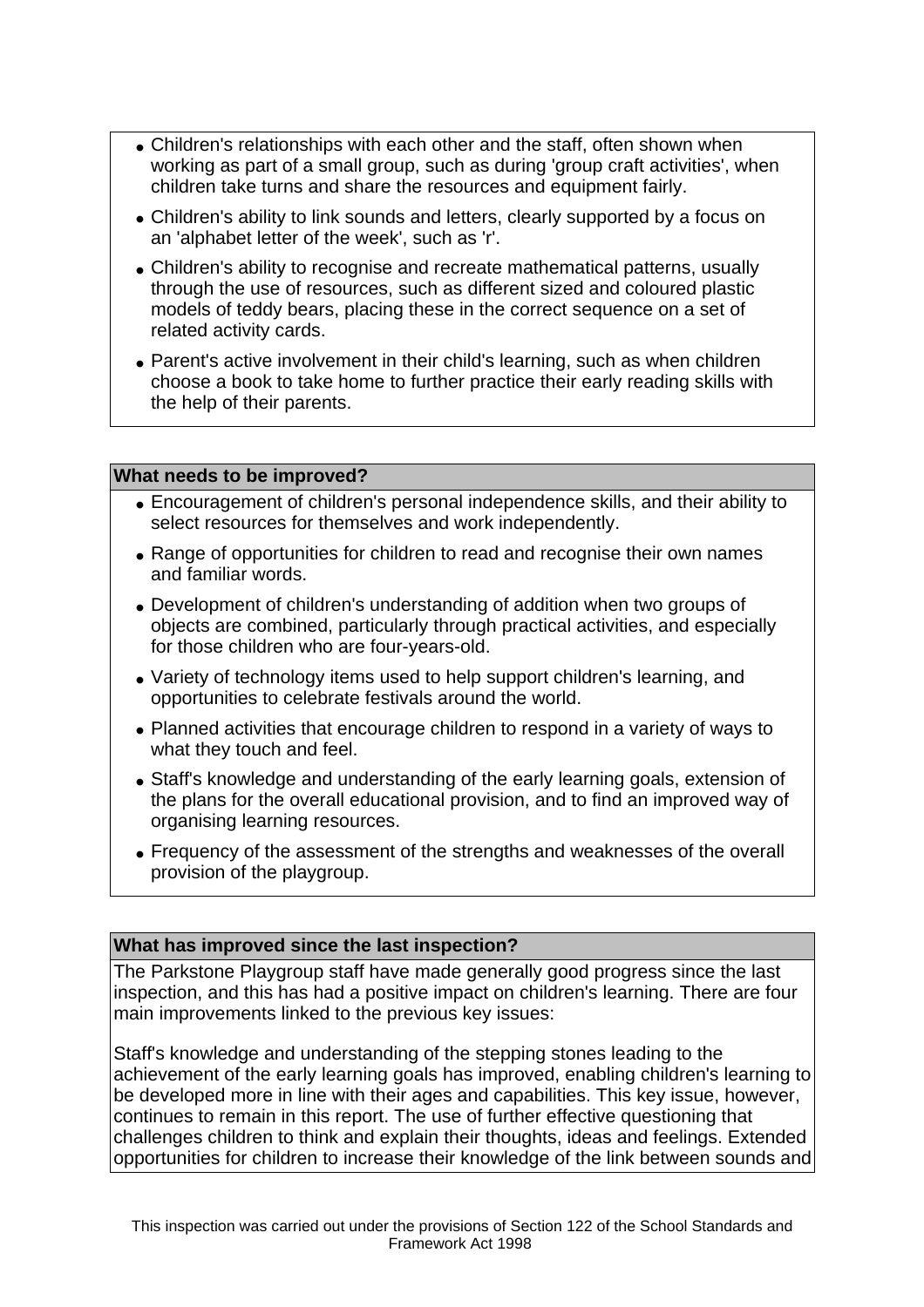- Children's relationships with each other and the staff, often shown when working as part of a small group, such as during 'group craft activities', when children take turns and share the resources and equipment fairly.
- Children's ability to link sounds and letters, clearly supported by a focus on an 'alphabet letter of the week', such as 'r'.
- Children's ability to recognise and recreate mathematical patterns, usually through the use of resources, such as different sized and coloured plastic models of teddy bears, placing these in the correct sequence on a set of related activity cards.
- Parent's active involvement in their child's learning, such as when children choose a book to take home to further practice their early reading skills with the help of their parents.

## What needs to be improved?

- Encouragement of children's personal independence skills, and their ability to select resources for themselves and work independently.
- Range of opportunities for children to read and recognise their own names and familiar words.
- Development of children's understanding of addition when two groups of objects are combined, particularly through practical activities, and especially for those children who are four-years-old.
- Variety of technology items used to help support children's learning, and opportunities to celebrate festivals around the world.
- Planned activities that encourage children to respond in a variety of ways to what they touch and feel.
- Staff's knowledge and understanding of the early learning goals, extension of the plans for the overall educational provision, and to find an improved way of organising learning resources.
- Frequency of the assessment of the strengths and weaknesses of the overall provision of the playgroup.

## What has improved since the last inspection?

The Parkstone Playgroup staff have made generally good progress since the last inspection, and this has had a positive impact on children's learning. There are four main improvements linked to the previous key issues:

Staff's knowledge and understanding of the stepping stones leading to the achievement of the early learning goals has improved, enabling children's learning to be developed more in line with their ages and capabilities. This key issue, however, continues to remain in this report. The use of further effective questioning that challenges children to think and explain their thoughts, ideas and feelings. Extended opportunities for children to increase their knowledge of the link between sounds and

This inspection was carried out under the provisions of Section 122 of the School Standards and Framework Act 1998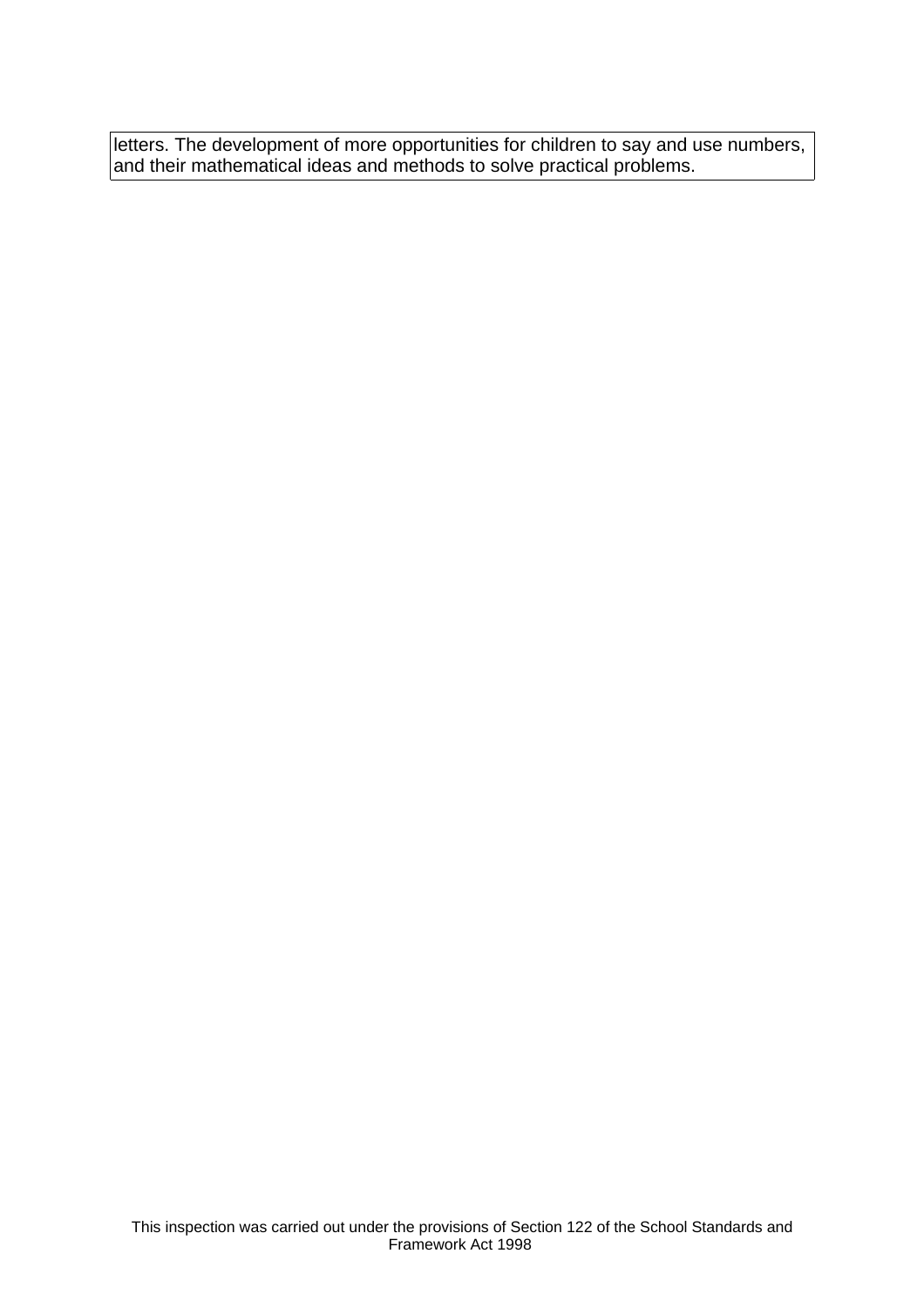letters. The development of more opportunities for children to say and use numbers, and their mathematical ideas and methods to solve practical problems.

This inspection was carried out under the provisions of Section 122 of the School Standards and Framework Act 1998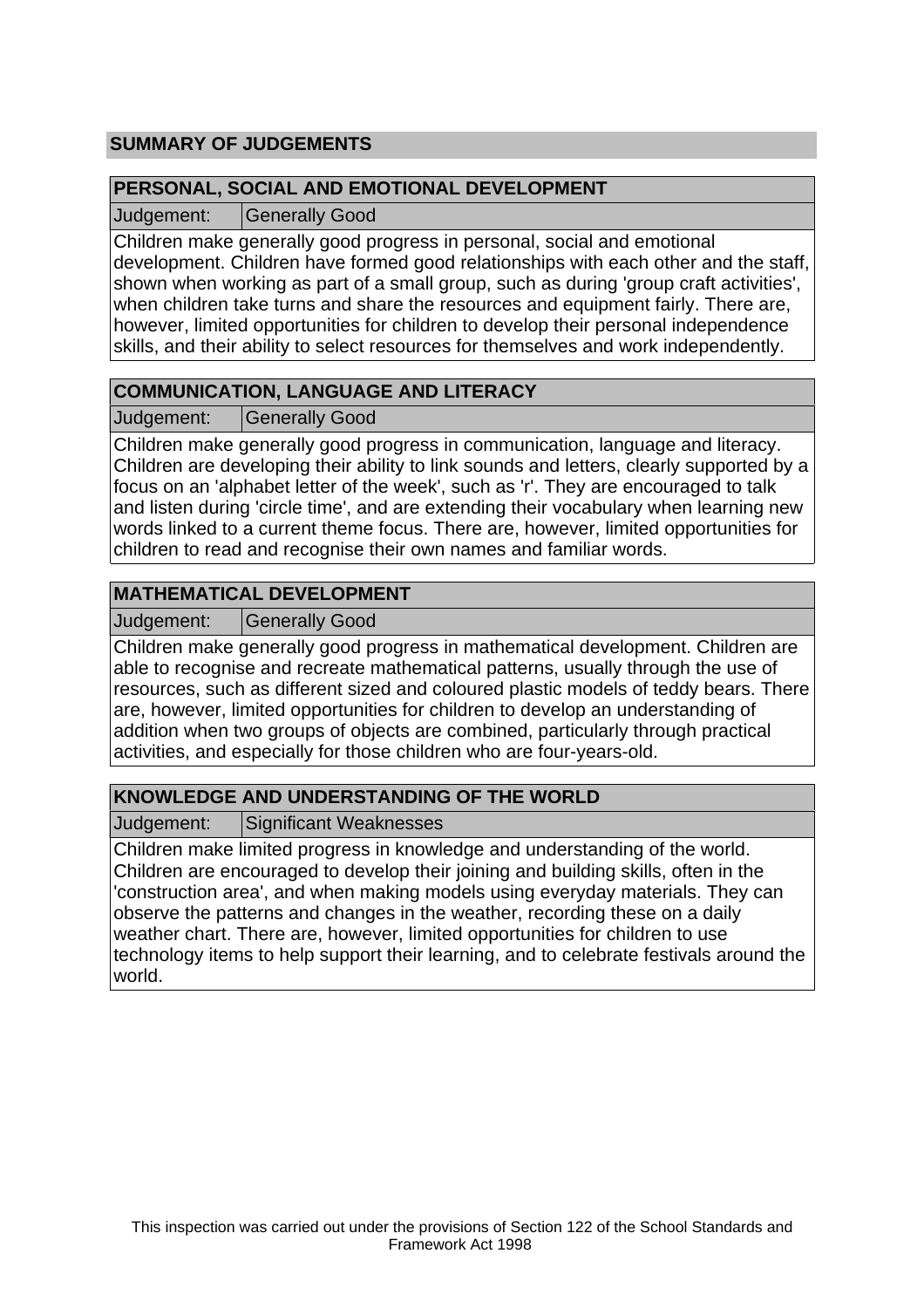## SUMMARY OF JUDGEMENTS

### PERSONAL, SOCIAL AND EMOTIONAL DEVELOPMENT

| Judgement: | Generally Good |
|---|---|

Children make generally good progress in personal, social and emotional development. Children have formed good relationships with each other and the staff, shown when working as part of a small group, such as during 'group craft activities', when children take turns and share the resources and equipment fairly. There are, however, limited opportunities for children to develop their personal independence skills, and their ability to select resources for themselves and work independently.

### COMMUNICATION, LANGUAGE AND LITERACY

| Judgement: | Generally Good |
|---|---|

Children make generally good progress in communication, language and literacy. Children are developing their ability to link sounds and letters, clearly supported by a focus on an 'alphabet letter of the week', such as 'r'. They are encouraged to talk and listen during 'circle time', and are extending their vocabulary when learning new words linked to a current theme focus. There are, however, limited opportunities for children to read and recognise their own names and familiar words.

### MATHEMATICAL DEVELOPMENT

| Judgement: | Generally Good |
|---|---|

Children make generally good progress in mathematical development. Children are able to recognise and recreate mathematical patterns, usually through the use of resources, such as different sized and coloured plastic models of teddy bears. There are, however, limited opportunities for children to develop an understanding of addition when two groups of objects are combined, particularly through practical activities, and especially for those children who are four-years-old.

### KNOWLEDGE AND UNDERSTANDING OF THE WORLD

| Judgement: | Significant Weaknesses |
|---|---|

Children make limited progress in knowledge and understanding of the world. Children are encouraged to develop their joining and building skills, often in the 'construction area', and when making models using everyday materials. They can observe the patterns and changes in the weather, recording these on a daily weather chart. There are, however, limited opportunities for children to use technology items to help support their learning, and to celebrate festivals around the world.

This inspection was carried out under the provisions of Section 122 of the School Standards and Framework Act 1998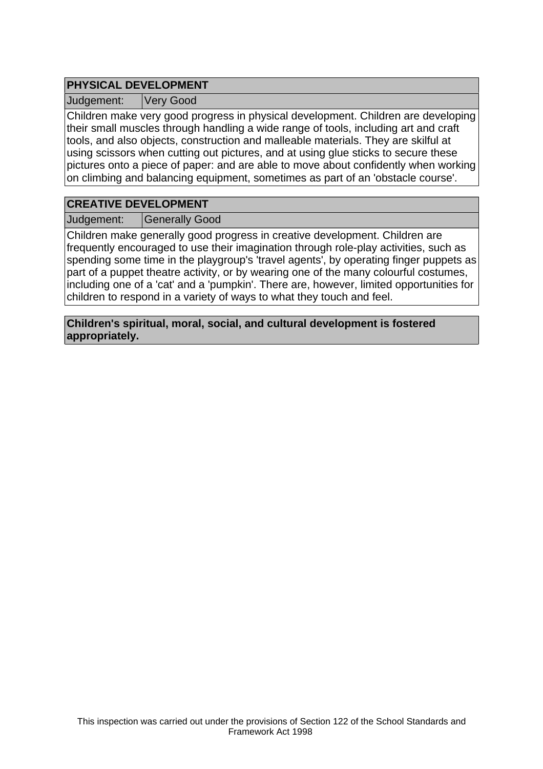## PHYSICAL DEVELOPMENT

| Judgement: | Very Good |
| --- | --- |

Children make very good progress in physical development. Children are developing their small muscles through handling a wide range of tools, including art and craft tools, and also objects, construction and malleable materials. They are skilful at using scissors when cutting out pictures, and at using glue sticks to secure these pictures onto a piece of paper: and are able to move about confidently when working on climbing and balancing equipment, sometimes as part of an 'obstacle course'.

## CREATIVE DEVELOPMENT

| Judgement: | Generally Good |
| --- | --- |

Children make generally good progress in creative development. Children are frequently encouraged to use their imagination through role-play activities, such as spending some time in the playgroup's 'travel agents', by operating finger puppets as part of a puppet theatre activity, or by wearing one of the many colourful costumes, including one of a 'cat' and a 'pumpkin'. There are, however, limited opportunities for children to respond in a variety of ways to what they touch and feel.

**Children's spiritual, moral, social, and cultural development is fostered appropriately.**

This inspection was carried out under the provisions of Section 122 of the School Standards and Framework Act 1998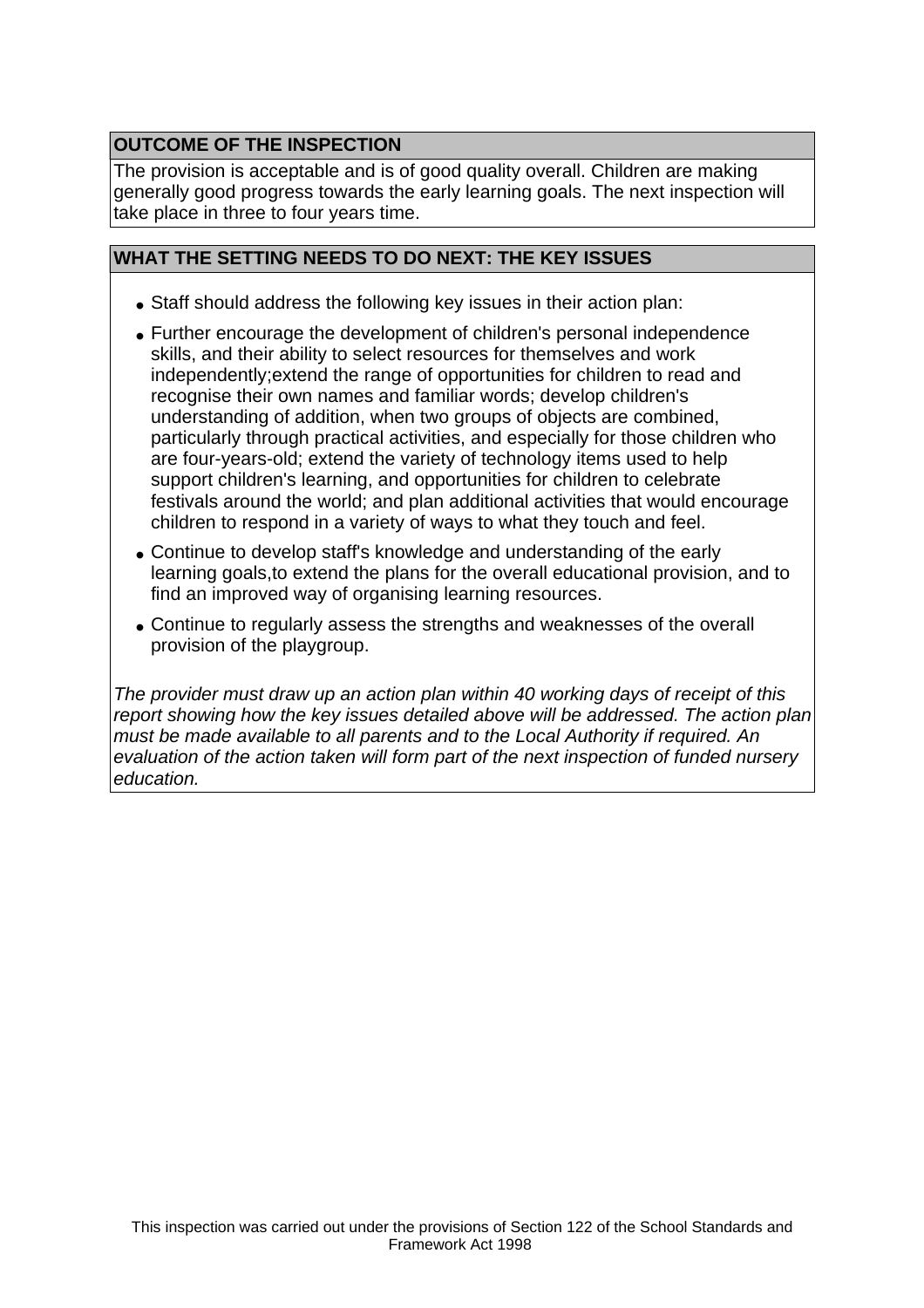## OUTCOME OF THE INSPECTION

The provision is acceptable and is of good quality overall. Children are making generally good progress towards the early learning goals. The next inspection will take place in three to four years time.

## WHAT THE SETTING NEEDS TO DO NEXT: THE KEY ISSUES

- Staff should address the following key issues in their action plan:
- Further encourage the development of children's personal independence skills, and their ability to select resources for themselves and work independently;extend the range of opportunities for children to read and recognise their own names and familiar words; develop children's understanding of addition, when two groups of objects are combined, particularly through practical activities, and especially for those children who are four-years-old; extend the variety of technology items used to help support children's learning, and opportunities for children to celebrate festivals around the world; and plan additional activities that would encourage children to respond in a variety of ways to what they touch and feel.
- Continue to develop staff's knowledge and understanding of the early learning goals,to extend the plans for the overall educational provision, and to find an improved way of organising learning resources.
- Continue to regularly assess the strengths and weaknesses of the overall provision of the playgroup.

*The provider must draw up an action plan within 40 working days of receipt of this report showing how the key issues detailed above will be addressed. The action plan must be made available to all parents and to the Local Authority if required. An evaluation of the action taken will form part of the next inspection of funded nursery education.*

This inspection was carried out under the provisions of Section 122 of the School Standards and Framework Act 1998